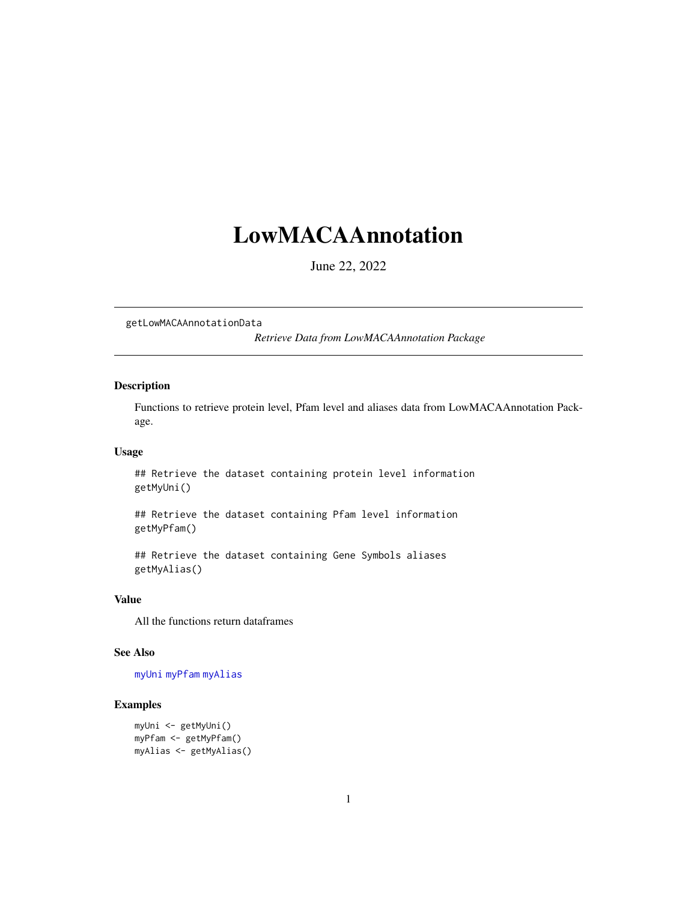# LowMACAAnnotation

June 22, 2022

---

getLowMACAAnnotationData &nbsp;&nbsp;&nbsp;&nbsp; *Retrieve Data from LowMACAAnnotation Package*

---

## Description

Functions to retrieve protein level, Pfam level and aliases data from LowMACAAnnotation Package.

## Usage

```
## Retrieve the dataset containing protein level information
getMyUni()

## Retrieve the dataset containing Pfam level information
getMyPfam()

## Retrieve the dataset containing Gene Symbols aliases
getMyAlias()
```

## Value

All the functions return dataframes

## See Also

myUni myPfam myAlias

## Examples

```
myUni <- getMyUni()
myPfam <- getMyPfam()
myAlias <- getMyAlias()
```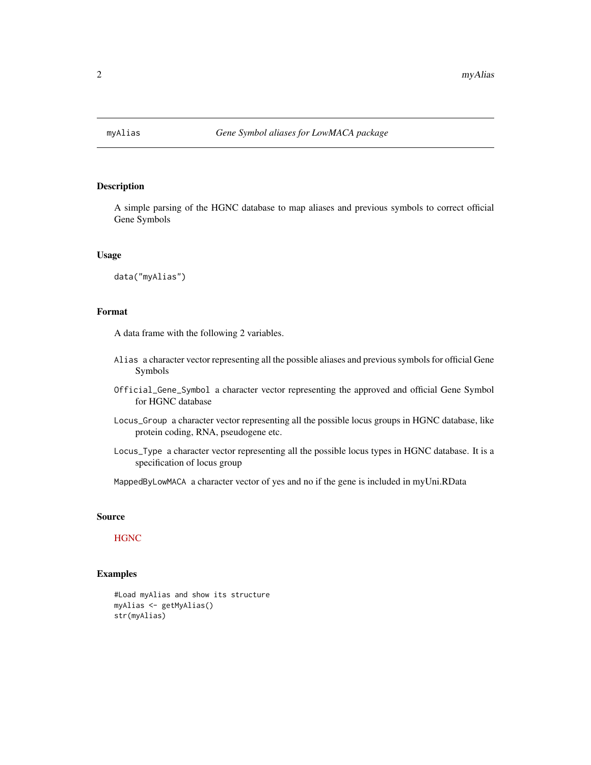# myAlias — *Gene Symbol aliases for LowMACA package*

## Description

A simple parsing of the HGNC database to map aliases and previous symbols to correct official Gene Symbols

## Usage

```
data("myAlias")
```

## Format

A data frame with the following 2 variables.

- `Alias` a character vector representing all the possible aliases and previous symbols for official Gene Symbols
- `Official_Gene_Symbol` a character vector representing the approved and official Gene Symbol for HGNC database
- `Locus_Group` a character vector representing all the possible locus groups in HGNC database, like protein coding, RNA, pseudogene etc.
- `Locus_Type` a character vector representing all the possible locus types in HGNC database. It is a specification of locus group
- `MappedByLowMACA` a character vector of yes and no if the gene is included in myUni.RData

## Source

HGNC

## Examples

```
#Load myAlias and show its structure
myAlias <- getMyAlias()
str(myAlias)
```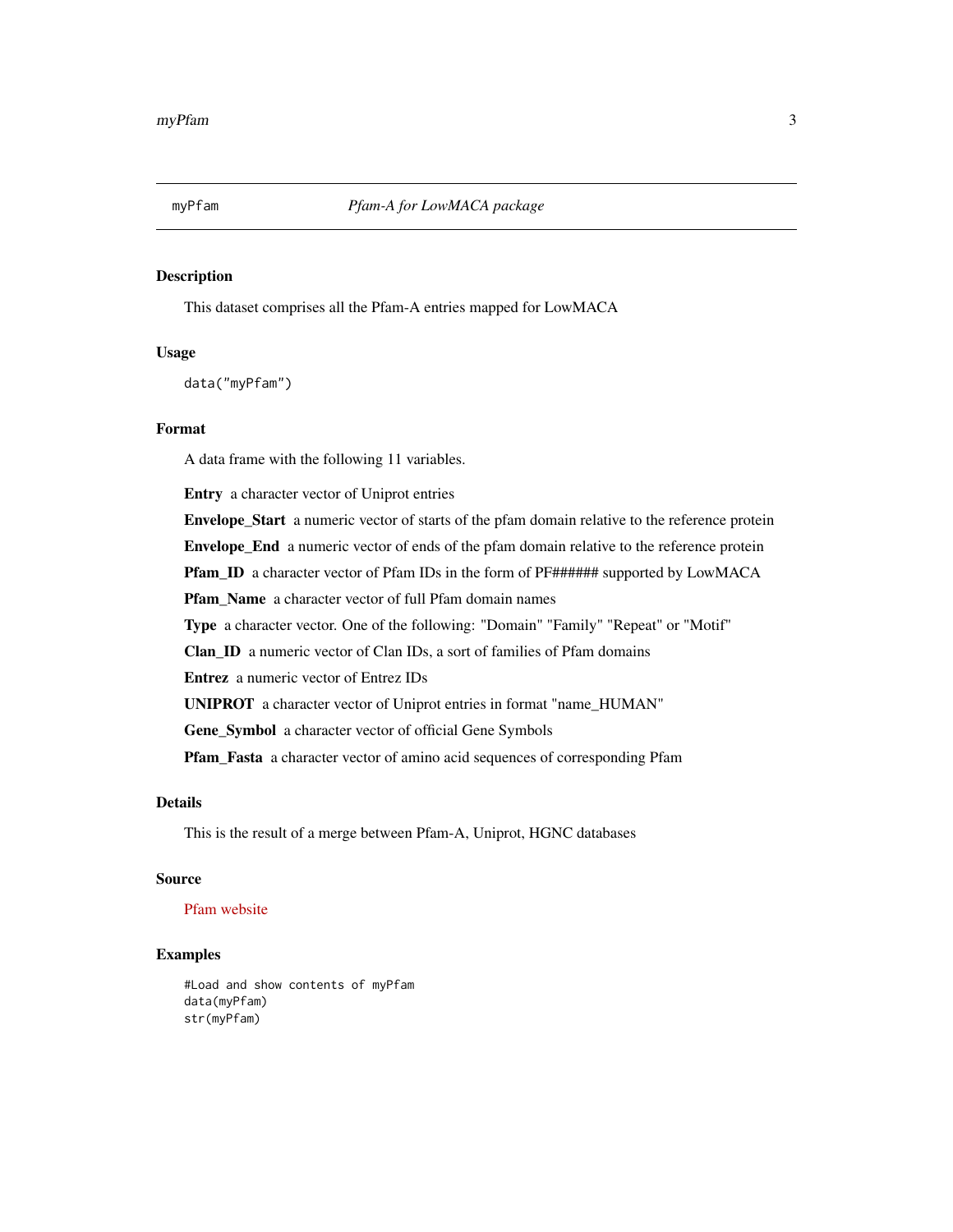myPfam *Pfam-A for LowMACA package*

## Description

This dataset comprises all the Pfam-A entries mapped for LowMACA

## Usage

```
data("myPfam")
```

## Format

A data frame with the following 11 variables.

**Entry** a character vector of Uniprot entries

**Envelope_Start** a numeric vector of starts of the pfam domain relative to the reference protein

**Envelope_End** a numeric vector of ends of the pfam domain relative to the reference protein

**Pfam_ID** a character vector of Pfam IDs in the form of PF###### supported by LowMACA

**Pfam_Name** a character vector of full Pfam domain names

**Type** a character vector. One of the following: "Domain" "Family" "Repeat" or "Motif"

**Clan_ID** a numeric vector of Clan IDs, a sort of families of Pfam domains

**Entrez** a numeric vector of Entrez IDs

**UNIPROT** a character vector of Uniprot entries in format "name_HUMAN"

**Gene_Symbol** a character vector of official Gene Symbols

**Pfam_Fasta** a character vector of amino acid sequences of corresponding Pfam

## Details

This is the result of a merge between Pfam-A, Uniprot, HGNC databases

## Source

Pfam website

## Examples

```
#Load and show contents of myPfam
data(myPfam)
str(myPfam)
```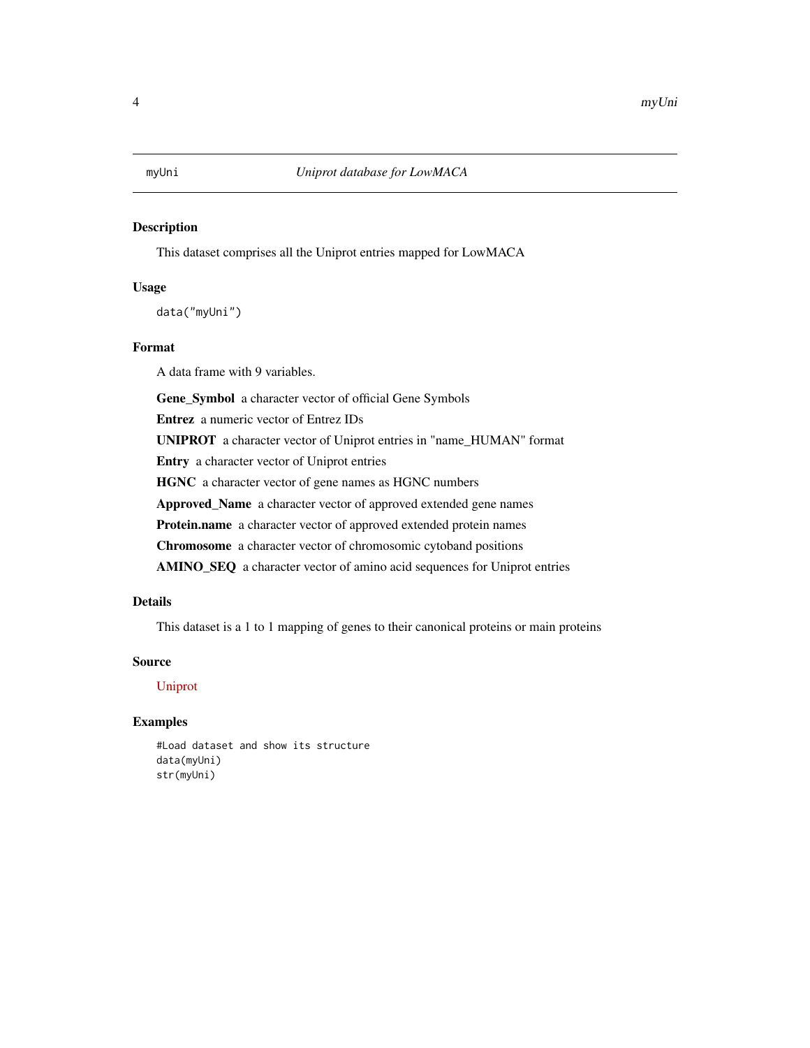myUni — *Uniprot database for LowMACA*

## Description

This dataset comprises all the Uniprot entries mapped for LowMACA

## Usage

```
data("myUni")
```

## Format

A data frame with 9 variables.

**Gene_Symbol** a character vector of official Gene Symbols

**Entrez** a numeric vector of Entrez IDs

**UNIPROT** a character vector of Uniprot entries in "name_HUMAN" format

**Entry** a character vector of Uniprot entries

**HGNC** a character vector of gene names as HGNC numbers

**Approved_Name** a character vector of approved extended gene names

**Protein.name** a character vector of approved extended protein names

**Chromosome** a character vector of chromosomic cytoband positions

**AMINO_SEQ** a character vector of amino acid sequences for Uniprot entries

## Details

This dataset is a 1 to 1 mapping of genes to their canonical proteins or main proteins

## Source

Uniprot

## Examples

```
#Load dataset and show its structure
data(myUni)
str(myUni)
```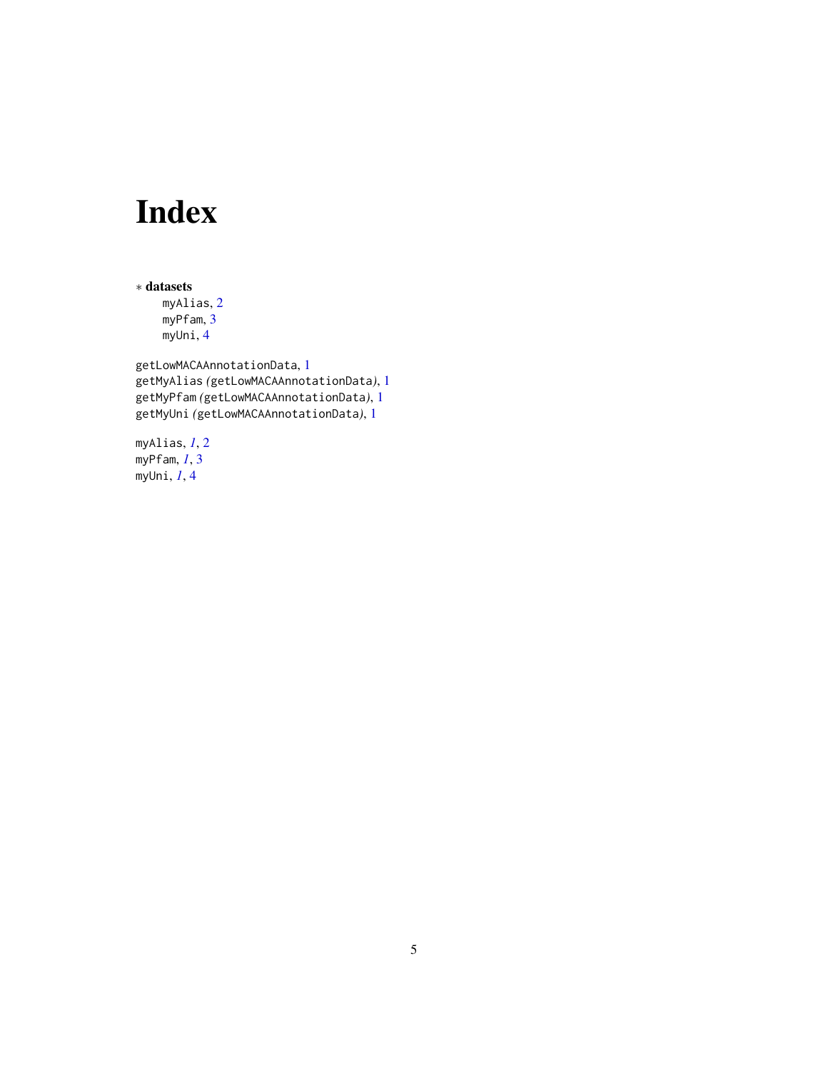# Index

∗ **datasets**
  myAlias, 2
  myPfam, 3
  myUni, 4

getLowMACAAnnotationData, 1
getMyAlias (getLowMACAAnnotationData), 1
getMyPfam (getLowMACAAnnotationData), 1
getMyUni (getLowMACAAnnotationData), 1

myAlias, *1*, 2
myPfam, *1*, 3
myUni, *1*, 4